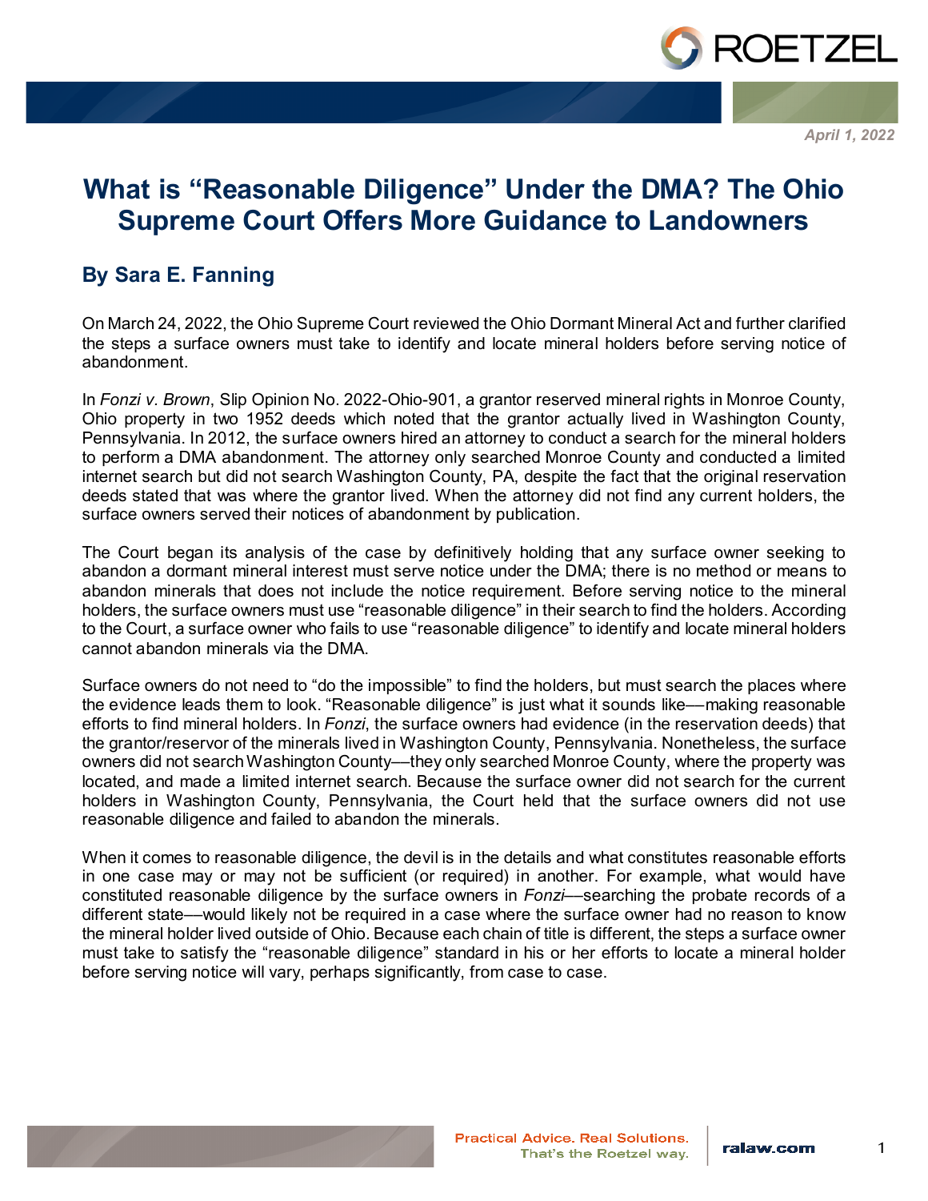April 1, 2022

# What is “Reasonable Diligence” Under the DMA? The Ohio Supreme Court Offers More Guidance to Landowners

## By Sara E. Fanning

On March 24, 2022, the Ohio Supreme Court reviewed the Ohio Dormant Mineral Act and further clarified the steps a surface owners must take to identify and locate mineral holders before serving notice of abandonment.

In *Fonzi v. Brown*, Slip Opinion No. 2022-Ohio-901, a grantor reserved mineral rights in Monroe County, Ohio property in two 1952 deeds which noted that the grantor actually lived in Washington County, Pennsylvania. In 2012, the surface owners hired an attorney to conduct a search for the mineral holders to perform a DMA abandonment. The attorney only searched Monroe County and conducted a limited internet search but did not search Washington County, PA, despite the fact that the original reservation deeds stated that was where the grantor lived. When the attorney did not find any current holders, the surface owners served their notices of abandonment by publication.

The Court began its analysis of the case by definitively holding that any surface owner seeking to abandon a dormant mineral interest must serve notice under the DMA; there is no method or means to abandon minerals that does not include the notice requirement. Before serving notice to the mineral holders, the surface owners must use “reasonable diligence” in their search to find the holders. According to the Court, a surface owner who fails to use “reasonable diligence” to identify and locate mineral holders cannot abandon minerals via the DMA.

Surface owners do not need to “do the impossible” to find the holders, but must search the places where the evidence leads them to look. “Reasonable diligence” is just what it sounds like—making reasonable efforts to find mineral holders. In *Fonzi*, the surface owners had evidence (in the reservation deeds) that the grantor/reservor of the minerals lived in Washington County, Pennsylvania. Nonetheless, the surface owners did not search Washington County—they only searched Monroe County, where the property was located, and made a limited internet search. Because the surface owner did not search for the current holders in Washington County, Pennsylvania, the Court held that the surface owners did not use reasonable diligence and failed to abandon the minerals.

When it comes to reasonable diligence, the devil is in the details and what constitutes reasonable efforts in one case may or may not be sufficient (or required) in another. For example, what would have constituted reasonable diligence by the surface owners in *Fonzi*—searching the probate records of a different state—would likely not be required in a case where the surface owner had no reason to know the mineral holder lived outside of Ohio. Because each chain of title is different, the steps a surface owner must take to satisfy the “reasonable diligence” standard in his or her efforts to locate a mineral holder before serving notice will vary, perhaps significantly, from case to case.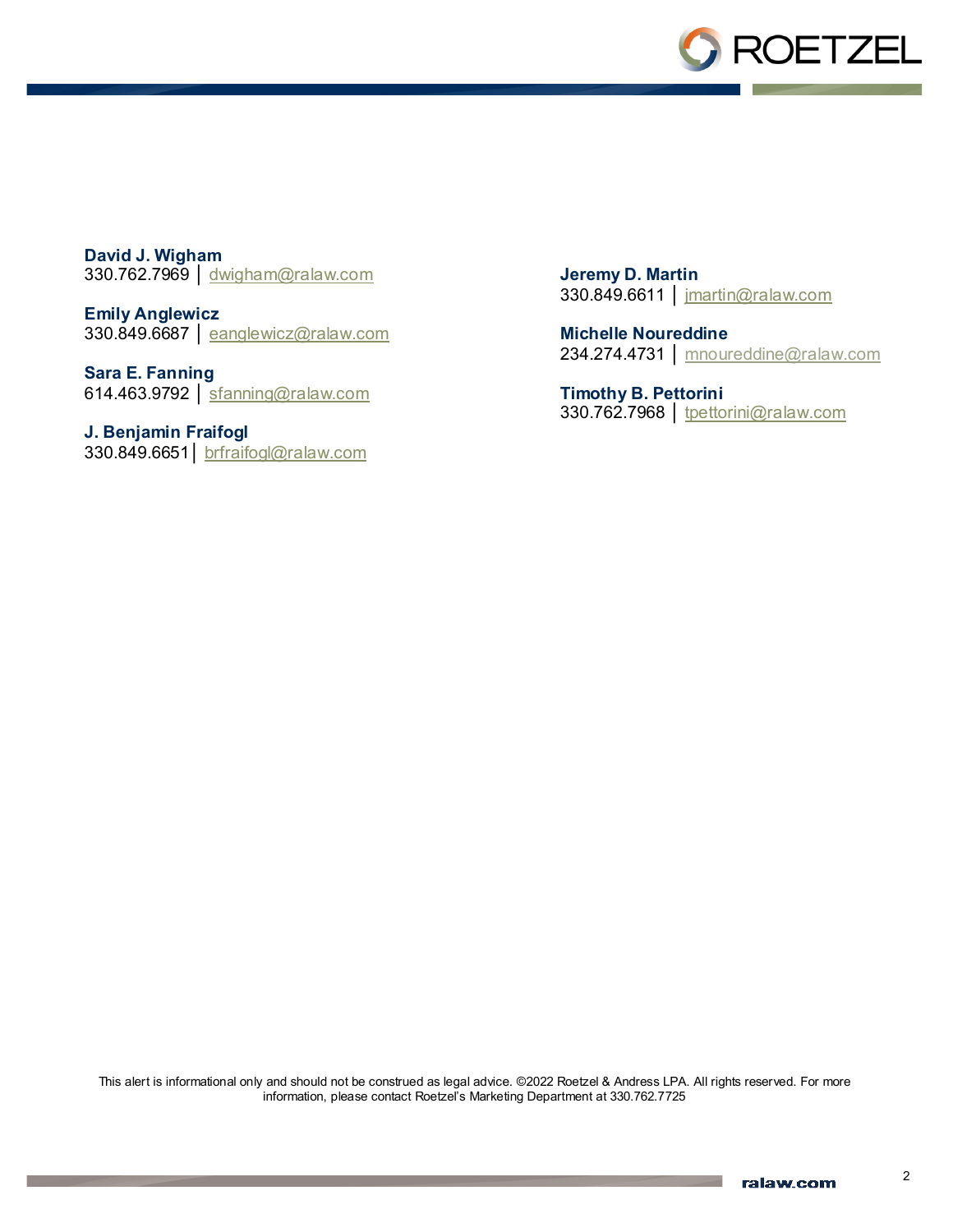**David J. Wigham**
330.762.7969 | dwigham@ralaw.com

**Emily Anglewicz**
330.849.6687 | eanglewicz@ralaw.com

**Sara E. Fanning**
614.463.9792 | sfanning@ralaw.com

**J. Benjamin Fraifogl**
330.849.6651| brfraifogl@ralaw.com

**Jeremy D. Martin**
330.849.6611 | jmartin@ralaw.com

**Michelle Noureddine**
234.274.4731 | mnoureddine@ralaw.com

**Timothy B. Pettorini**
330.762.7968 | tpettorini@ralaw.com

This alert is informational only and should not be construed as legal advice. ©2022 Roetzel & Andress LPA. All rights reserved. For more information, please contact Roetzel's Marketing Department at 330.762.7725